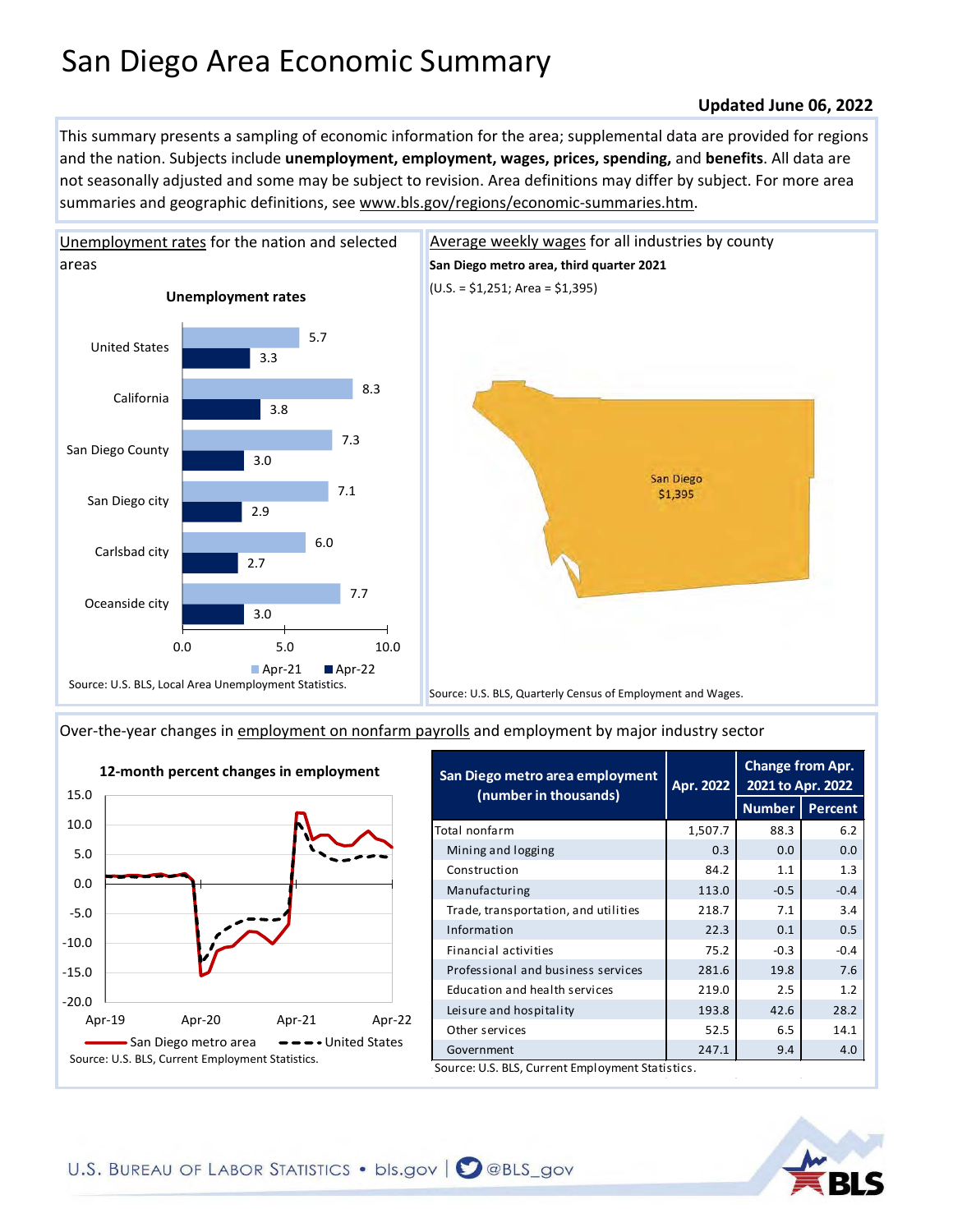# San Diego Area Economic Summary

**Updated June 06, 2022**

This summary presents a sampling of economic information for the area; supplemental data are provided for regions and the nation. Subjects include **unemployment, employment, wages, prices, spending,** and **benefits**. All data are not seasonally adjusted and some may be subject to revision. Area definitions may differ by subject. For more area summaries and geographic definitions, see www.bls.gov/regions/economic-summaries.htm.

## Unemployment rates for the nation and selected areas

**Unemployment rates**

| Area | Apr-21 | Apr-22 |
|---|---|---|
| United States | 5.7 | 3.3 |
| California | 8.3 | 3.8 |
| San Diego County | 7.3 | 3.0 |
| San Diego city | 7.1 | 2.9 |
| Carlsbad city | 6.0 | 2.7 |
| Oceanside city | 7.7 | 3.0 |

Source: U.S. BLS, Local Area Unemployment Statistics.

## Average weekly wages for all industries by county

**San Diego metro area, third quarter 2021**

(U.S. = $1,251; Area = $1,395)

San Diego $1,395

Source: U.S. BLS, Quarterly Census of Employment and Wages.

## Over-the-year changes in employment on nonfarm payrolls and employment by major industry sector

**12-month percent changes in employment**

(San Diego metro area; United States — Apr-19 to Apr-22)

Source: U.S. BLS, Current Employment Statistics.

| San Diego metro area employment (number in thousands) | Apr. 2022 | Change from Apr. 2021 to Apr. 2022 | |
|---|---|---|---|
| | | Number | Percent |
| Total nonfarm | 1,507.7 | 88.3 | 6.2 |
| Mining and logging | 0.3 | 0.0 | 0.0 |
| Construction | 84.2 | 1.1 | 1.3 |
| Manufacturing | 113.0 | -0.5 | -0.4 |
| Trade, transportation, and utilities | 218.7 | 7.1 | 3.4 |
| Information | 22.3 | 0.1 | 0.5 |
| Financial activities | 75.2 | -0.3 | -0.4 |
| Professional and business services | 281.6 | 19.8 | 7.6 |
| Education and health services | 219.0 | 2.5 | 1.2 |
| Leisure and hospitality | 193.8 | 42.6 | 28.2 |
| Other services | 52.5 | 6.5 | 14.1 |
| Government | 247.1 | 9.4 | 4.0 |

Source: U.S. BLS, Current Employment Statistics.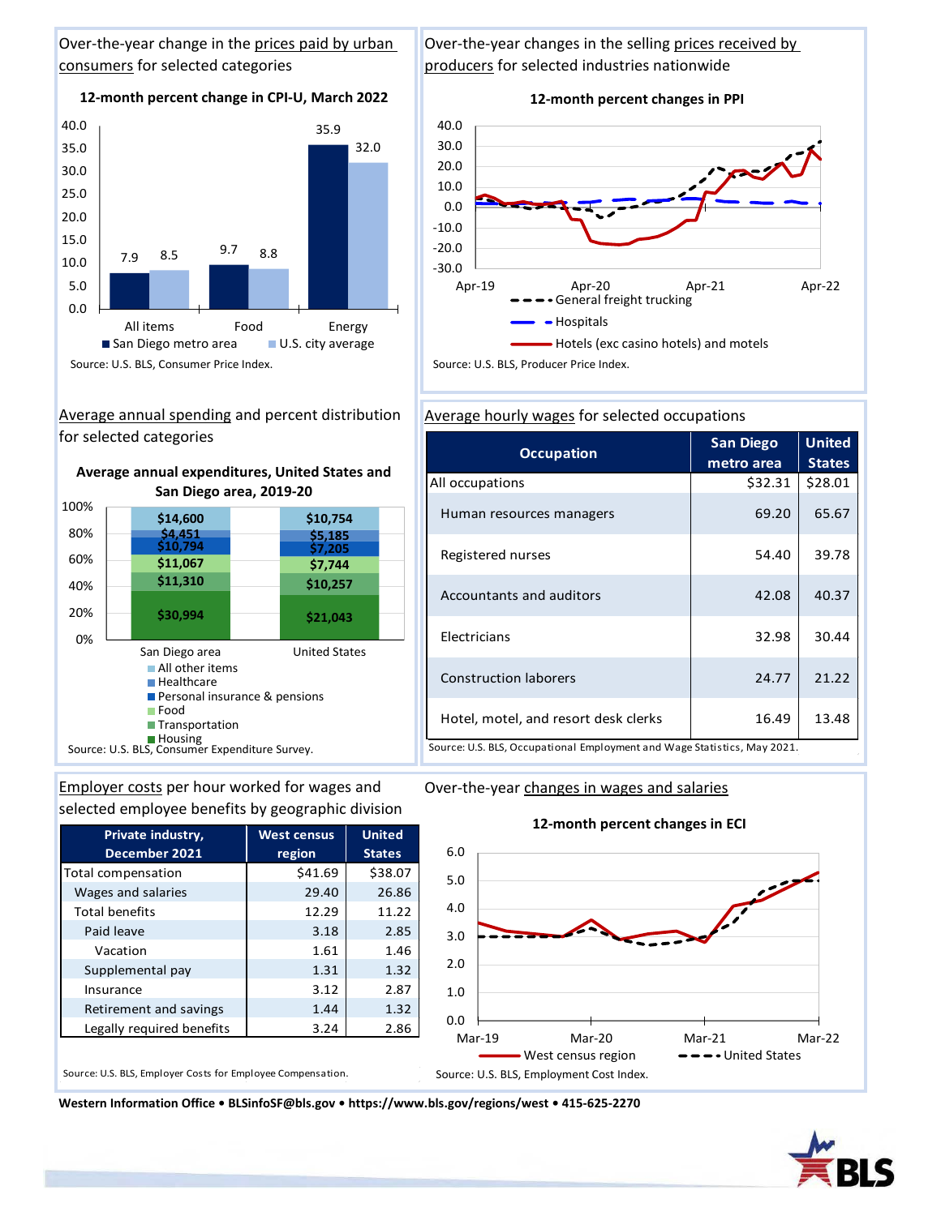Over-the-year change in the prices paid by urban consumers for selected categories

**12-month percent change in CPI-U, March 2022**

40.0
35.0
30.0
25.0
20.0
15.0
10.0
5.0
0.0

7.9 8.5
9.7 8.8
35.9 32.0

All items
Food
Energy

San Diego metro area
U.S. city average

Source: U.S. BLS, Consumer Price Index.

Over-the-year changes in the selling prices received by producers for selected industries nationwide

**12-month percent changes in PPI**

40.0
30.0
20.0
10.0
0.0
-10.0
-20.0
-30.0

Apr-19
Apr-20
Apr-21
Apr-22

General freight trucking
Hospitals
Hotels (exc casino hotels) and motels

Source: U.S. BLS, Producer Price Index.

Average annual spending and percent distribution for selected categories

**Average annual expenditures, United States and San Diego area, 2019-20**

100%
80%
60%
40%
20%
0%

San Diego area: $14,600; $4,451; $10,794; $11,067; $11,310; $30,994
United States: $10,754; $5,185; $7,205; $7,744; $10,257; $21,043

All other items
Healthcare
Personal insurance & pensions
Food
Transportation
Housing

Source: U.S. BLS, Consumer Expenditure Survey.

Average hourly wages for selected occupations

| Occupation | San Diego metro area | United States |
|---|---|---|
| All occupations | $32.31 | $28.01 |
| Human resources managers | 69.20 | 65.67 |
| Registered nurses | 54.40 | 39.78 |
| Accountants and auditors | 42.08 | 40.37 |
| Electricians | 32.98 | 30.44 |
| Construction laborers | 24.77 | 21.22 |
| Hotel, motel, and resort desk clerks | 16.49 | 13.48 |

Source: U.S. BLS, Occupational Employment and Wage Statistics, May 2021.

Employer costs per hour worked for wages and selected employee benefits by geographic division

| Private industry, December 2021 | West census region | United States |
|---|---|---|
| Total compensation | $41.69 | $38.07 |
| Wages and salaries | 29.40 | 26.86 |
| Total benefits | 12.29 | 11.22 |
| Paid leave | 3.18 | 2.85 |
| Vacation | 1.61 | 1.46 |
| Supplemental pay | 1.31 | 1.32 |
| Insurance | 3.12 | 2.87 |
| Retirement and savings | 1.44 | 1.32 |
| Legally required benefits | 3.24 | 2.86 |

Source: U.S. BLS, Employer Costs for Employee Compensation.

Over-the-year changes in wages and salaries

**12-month percent changes in ECI**

6.0
5.0
4.0
3.0
2.0
1.0
0.0

Mar-19
Mar-20
Mar-21
Mar-22

West census region
United States

Source: U.S. BLS, Employment Cost Index.

**Western Information Office • BLSinfoSF@bls.gov • https://www.bls.gov/regions/west • 415-625-2270**